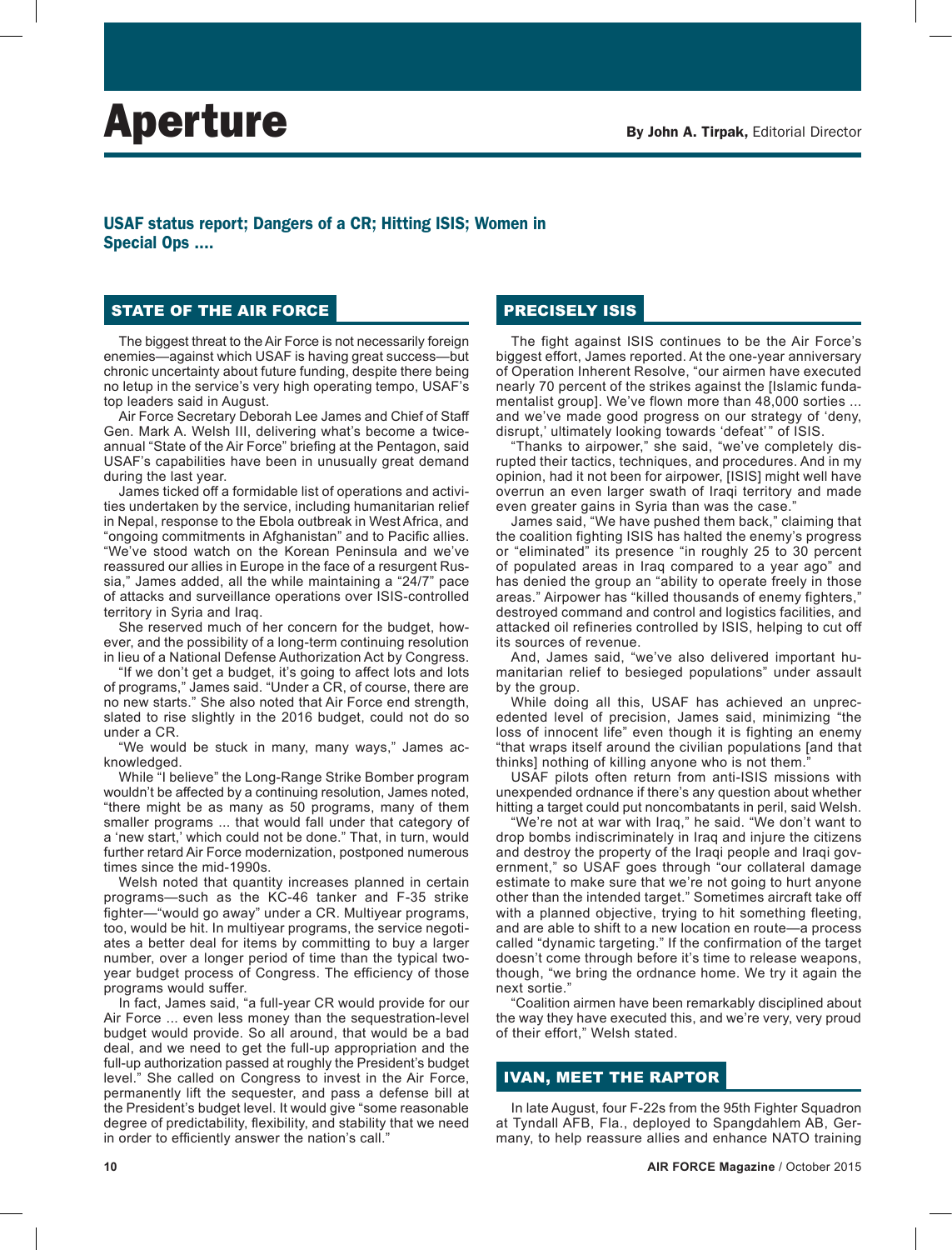# Aperture

**By John A. Tirpak,** Editorial Director

**USAF status report; Dangers of a CR; Hitting ISIS; Women in Special Ops ....**

## STATE OF THE AIR FORCE

The biggest threat to the Air Force is not necessarily foreign enemies—against which USAF is having great success—but chronic uncertainty about future funding, despite there being no letup in the service's very high operating tempo, USAF's top leaders said in August.

Air Force Secretary Deborah Lee James and Chief of Staff Gen. Mark A. Welsh III, delivering what's become a twice-annual "State of the Air Force" briefing at the Pentagon, said USAF's capabilities have been in unusually great demand during the last year.

James ticked off a formidable list of operations and activities undertaken by the service, including humanitarian relief in Nepal, response to the Ebola outbreak in West Africa, and "ongoing commitments in Afghanistan" and to Pacific allies. "We've stood watch on the Korean Peninsula and we've reassured our allies in Europe in the face of a resurgent Russia," James added, all the while maintaining a "24/7" pace of attacks and surveillance operations over ISIS-controlled territory in Syria and Iraq.

She reserved much of her concern for the budget, however, and the possibility of a long-term continuing resolution in lieu of a National Defense Authorization Act by Congress.

"If we don't get a budget, it's going to affect lots and lots of programs," James said. "Under a CR, of course, there are no new starts." She also noted that Air Force end strength, slated to rise slightly in the 2016 budget, could not do so under a CR.

"We would be stuck in many, many ways," James acknowledged.

While "I believe" the Long-Range Strike Bomber program wouldn't be affected by a continuing resolution, James noted, "there might be as many as 50 programs, many of them smaller programs ... that would fall under that category of a 'new start,' which could not be done." That, in turn, would further retard Air Force modernization, postponed numerous times since the mid-1990s.

Welsh noted that quantity increases planned in certain programs—such as the KC-46 tanker and F-35 strike fighter—"would go away" under a CR. Multiyear programs, too, would be hit. In multiyear programs, the service negotiates a better deal for items by committing to buy a larger number, over a longer period of time than the typical two-year budget process of Congress. The efficiency of those programs would suffer.

In fact, James said, "a full-year CR would provide for our Air Force ... even less money than the sequestration-level budget would provide. So all around, that would be a bad deal, and we need to get the full-up appropriation and the full-up authorization passed at roughly the President's budget level." She called on Congress to invest in the Air Force, permanently lift the sequester, and pass a defense bill at the President's budget level. It would give "some reasonable degree of predictability, flexibility, and stability that we need in order to efficiently answer the nation's call."

## PRECISELY ISIS

The fight against ISIS continues to be the Air Force's biggest effort, James reported. At the one-year anniversary of Operation Inherent Resolve, "our airmen have executed nearly 70 percent of the strikes against the [Islamic fundamentalist group]. We've flown more than 48,000 sorties ... and we've made good progress on our strategy of 'deny, disrupt,' ultimately looking towards 'defeat'" of ISIS.

"Thanks to airpower," she said, "we've completely disrupted their tactics, techniques, and procedures. And in my opinion, had it not been for airpower, [ISIS] might well have overrun an even larger swath of Iraqi territory and made even greater gains in Syria than was the case."

James said, "We have pushed them back," claiming that the coalition fighting ISIS has halted the enemy's progress or "eliminated" its presence "in roughly 25 to 30 percent of populated areas in Iraq compared to a year ago" and has denied the group an "ability to operate freely in those areas." Airpower has "killed thousands of enemy fighters," destroyed command and control and logistics facilities, and attacked oil refineries controlled by ISIS, helping to cut off its sources of revenue.

And, James said, "we've also delivered important humanitarian relief to besieged populations" under assault by the group.

While doing all this, USAF has achieved an unprecedented level of precision, James said, minimizing "the loss of innocent life" even though it is fighting an enemy "that wraps itself around the civilian populations [and that thinks] nothing of killing anyone who is not them."

USAF pilots often return from anti-ISIS missions with unexpended ordnance if there's any question about whether hitting a target could put noncombatants in peril, said Welsh.

"We're not at war with Iraq," he said. "We don't want to drop bombs indiscriminately in Iraq and injure the citizens and destroy the property of the Iraqi people and Iraqi government," so USAF goes through "our collateral damage estimate to make sure that we're not going to hurt anyone other than the intended target." Sometimes aircraft take off with a planned objective, trying to hit something fleeting, and are able to shift to a new location en route—a process called "dynamic targeting." If the confirmation of the target doesn't come through before it's time to release weapons, though, "we bring the ordnance home. We try it again the next sortie."

"Coalition airmen have been remarkably disciplined about the way they have executed this, and we're very, very proud of their effort," Welsh stated.

## IVAN, MEET THE RAPTOR

In late August, four F-22s from the 95th Fighter Squadron at Tyndall AFB, Fla., deployed to Spangdahlem AB, Germany, to help reassure allies and enhance NATO training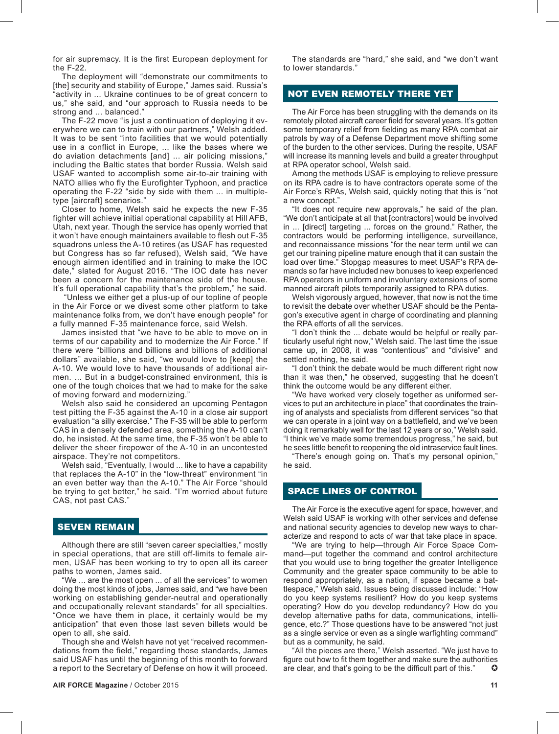for air supremacy. It is the first European deployment for the F-22.

The deployment will "demonstrate our commitments to [the] security and stability of Europe," James said. Russia's "activity in ... Ukraine continues to be of great concern to us," she said, and "our approach to Russia needs to be strong and ... balanced."

The F-22 move "is just a continuation of deploying it everywhere we can to train with our partners," Welsh added. It was to be sent "into facilities that we would potentially use in a conflict in Europe, ... like the bases where we do aviation detachments [and] ... air policing missions," including the Baltic states that border Russia. Welsh said USAF wanted to accomplish some air-to-air training with NATO allies who fly the Eurofighter Typhoon, and practice operating the F-22 "side by side with them ... in multiple-type [aircraft] scenarios."

Closer to home, Welsh said he expects the new F-35 fighter will achieve initial operational capability at Hill AFB, Utah, next year. Though the service has openly worried that it won't have enough maintainers available to flesh out F-35 squadrons unless the A-10 retires (as USAF has requested but Congress has so far refused), Welsh said, "We have enough airmen identified and in training to make the IOC date," slated for August 2016. "The IOC date has never been a concern for the maintenance side of the house. It's full operational capability that's the problem," he said.

"Unless we either get a plus-up of our topline of people in the Air Force or we divest some other platform to take maintenance folks from, we don't have enough people" for a fully manned F-35 maintenance force, said Welsh.

James insisted that "we have to be able to move on in terms of our capability and to modernize the Air Force." If there were "billions and billions and billions of additional dollars" available, she said, "we would love to [keep] the A-10. We would love to have thousands of additional airmen. ... But in a budget-constrained environment, this is one of the tough choices that we had to make for the sake of moving forward and modernizing."

Welsh also said he considered an upcoming Pentagon test pitting the F-35 against the A-10 in a close air support evaluation "a silly exercise." The F-35 will be able to perform CAS in a densely defended area, something the A-10 can't do, he insisted. At the same time, the F-35 won't be able to deliver the sheer firepower of the A-10 in an uncontested airspace. They're not competitors.

Welsh said, "Eventually, I would ... like to have a capability that replaces the A-10" in the "low-threat" environment "in an even better way than the A-10." The Air Force "should be trying to get better," he said. "I'm worried about future CAS, not past CAS."

## SEVEN REMAIN

Although there are still "seven career specialties," mostly in special operations, that are still off-limits to female airmen, USAF has been working to try to open all its career paths to women, James said.

"We ... are the most open ... of all the services" to women doing the most kinds of jobs, James said, and "we have been working on establishing gender-neutral and operationally and occupationally relevant standards" for all specialties. "Once we have them in place, it certainly would be my anticipation" that even those last seven billets would be open to all, she said.

Though she and Welsh have not yet "received recommendations from the field," regarding those standards, James said USAF has until the beginning of this month to forward a report to the Secretary of Defense on how it will proceed.

The standards are "hard," she said, and "we don't want to lower standards."

## NOT EVEN REMOTELY THERE YET

The Air Force has been struggling with the demands on its remotely piloted aircraft career field for several years. It's gotten some temporary relief from fielding as many RPA combat air patrols by way of a Defense Department move shifting some of the burden to the other services. During the respite, USAF will increase its manning levels and build a greater throughput at RPA operator school, Welsh said.

Among the methods USAF is employing to relieve pressure on its RPA cadre is to have contractors operate some of the Air Force's RPAs, Welsh said, quickly noting that this is "not a new concept."

"It does not require new approvals," he said of the plan. "We don't anticipate at all that [contractors] would be involved in ... [direct] targeting ... forces on the ground." Rather, the contractors would be performing intelligence, surveillance, and reconnaissance missions "for the near term until we can get our training pipeline mature enough that it can sustain the load over time." Stopgap measures to meet USAF's RPA demands so far have included new bonuses to keep experienced RPA operators in uniform and involuntary extensions of some manned aircraft pilots temporarily assigned to RPA duties.

Welsh vigorously argued, however, that now is not the time to revisit the debate over whether USAF should be the Pentagon's executive agent in charge of coordinating and planning the RPA efforts of all the services.

"I don't think the ... debate would be helpful or really particularly useful right now," Welsh said. The last time the issue came up, in 2008, it was "contentious" and "divisive" and settled nothing, he said.

"I don't think the debate would be much different right now than it was then," he observed, suggesting that he doesn't think the outcome would be any different either.

"We have worked very closely together as uniformed services to put an architecture in place" that coordinates the training of analysts and specialists from different services "so that we can operate in a joint way on a battlefield, and we've been doing it remarkably well for the last 12 years or so," Welsh said. "I think we've made some tremendous progress," he said, but he sees little benefit to reopening the old intraservice fault lines.

"There's enough going on. That's my personal opinion," he said.

## SPACE LINES OF CONTROL

The Air Force is the executive agent for space, however, and Welsh said USAF is working with other services and defense and national security agencies to develop new ways to characterize and respond to acts of war that take place in space.

"We are trying to help—through Air Force Space Command—put together the command and control architecture that you would use to bring together the greater Intelligence Community and the greater space community to be able to respond appropriately, as a nation, if space became a battlespace," Welsh said. Issues being discussed include: "How do you keep systems resilient? How do you keep systems operating? How do you develop redundancy? How do you develop alternative paths for data, communications, intelligence, etc.?" Those questions have to be answered "not just as a single service or even as a single warfighting command" but as a community, he said.

"All the pieces are there," Welsh asserted. "We just have to figure out how to fit them together and make sure the authorities are clear, and that's going to be the difficult part of this." ✪